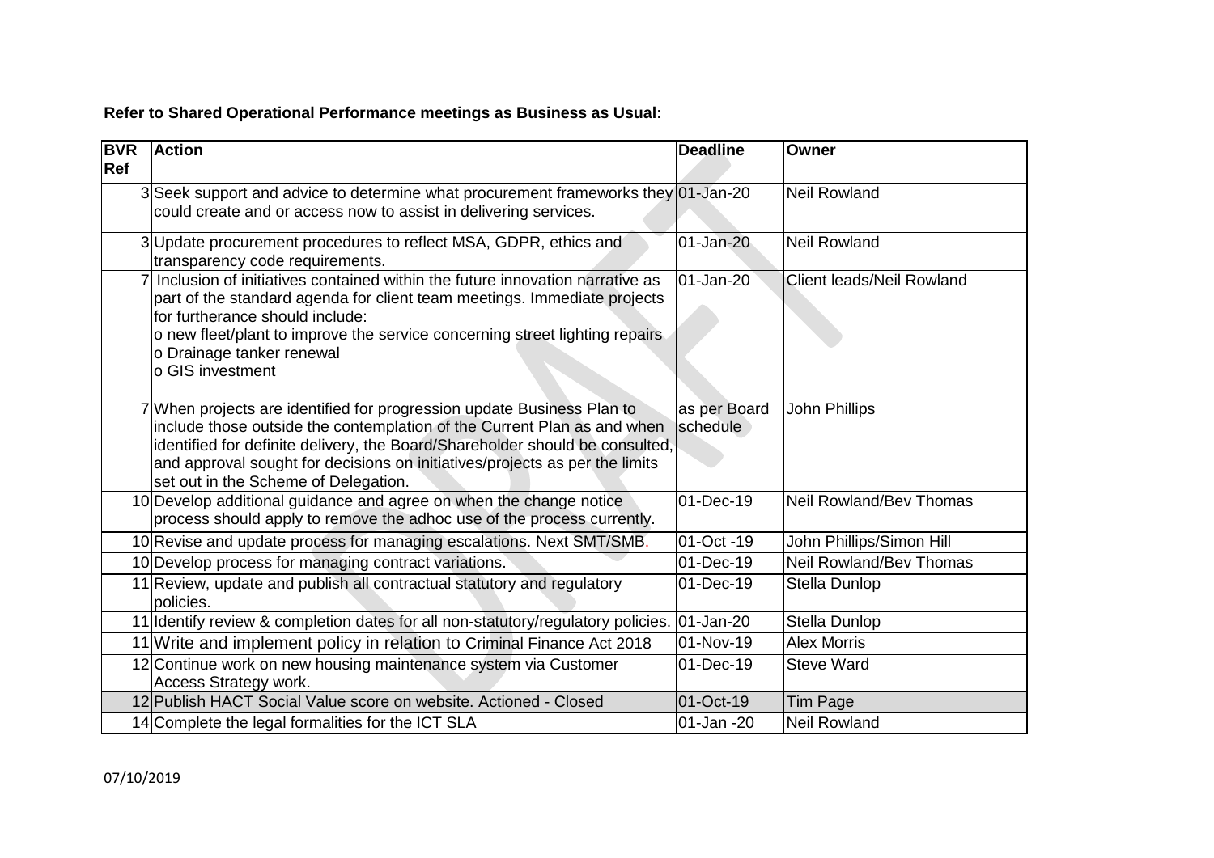**Refer to Shared Operational Performance meetings as Business as Usual:**

| BVR Ref | Action | Deadline | Owner |
|---|---|---|---|
| 3 | Seek support and advice to determine what procurement frameworks they could create and or access now to assist in delivering services. | 01-Jan-20 | Neil Rowland |
| 3 | Update procurement procedures to reflect MSA, GDPR, ethics and transparency code requirements. | 01-Jan-20 | Neil Rowland |
| 7 | Inclusion of initiatives contained within the future innovation narrative as part of the standard agenda for client team meetings. Immediate projects for furtherance should include:<br>o new fleet/plant to improve the service concerning street lighting repairs<br>o Drainage tanker renewal<br>o GIS investment | 01-Jan-20 | Client leads/Neil Rowland |
| 7 | When projects are identified for progression update Business Plan to include those outside the contemplation of the Current Plan as and when identified for definite delivery, the Board/Shareholder should be consulted, and approval sought for decisions on initiatives/projects as per the limits set out in the Scheme of Delegation. | as per Board schedule | John Phillips |
| 10 | Develop additional guidance and agree on when the change notice process should apply to remove the adhoc use of the process currently. | 01-Dec-19 | Neil Rowland/Bev Thomas |
| 10 | Revise and update process for managing escalations. Next SMT/SMB. | 01-Oct -19 | John Phillips/Simon Hill |
| 10 | Develop process for managing contract variations. | 01-Dec-19 | Neil Rowland/Bev Thomas |
| 11 | Review, update and publish all contractual statutory and regulatory policies. | 01-Dec-19 | Stella Dunlop |
| 11 | Identify review & completion dates for all non-statutory/regulatory policies. | 01-Jan-20 | Stella Dunlop |
| 11 | Write and implement policy in relation to Criminal Finance Act 2018 | 01-Nov-19 | Alex Morris |
| 12 | Continue work on new housing maintenance system via Customer Access Strategy work. | 01-Dec-19 | Steve Ward |
| 12 | Publish HACT Social Value score on website. Actioned - Closed | 01-Oct-19 | Tim Page |
| 14 | Complete the legal formalities for the ICT SLA | 01-Jan -20 | Neil Rowland |

07/10/2019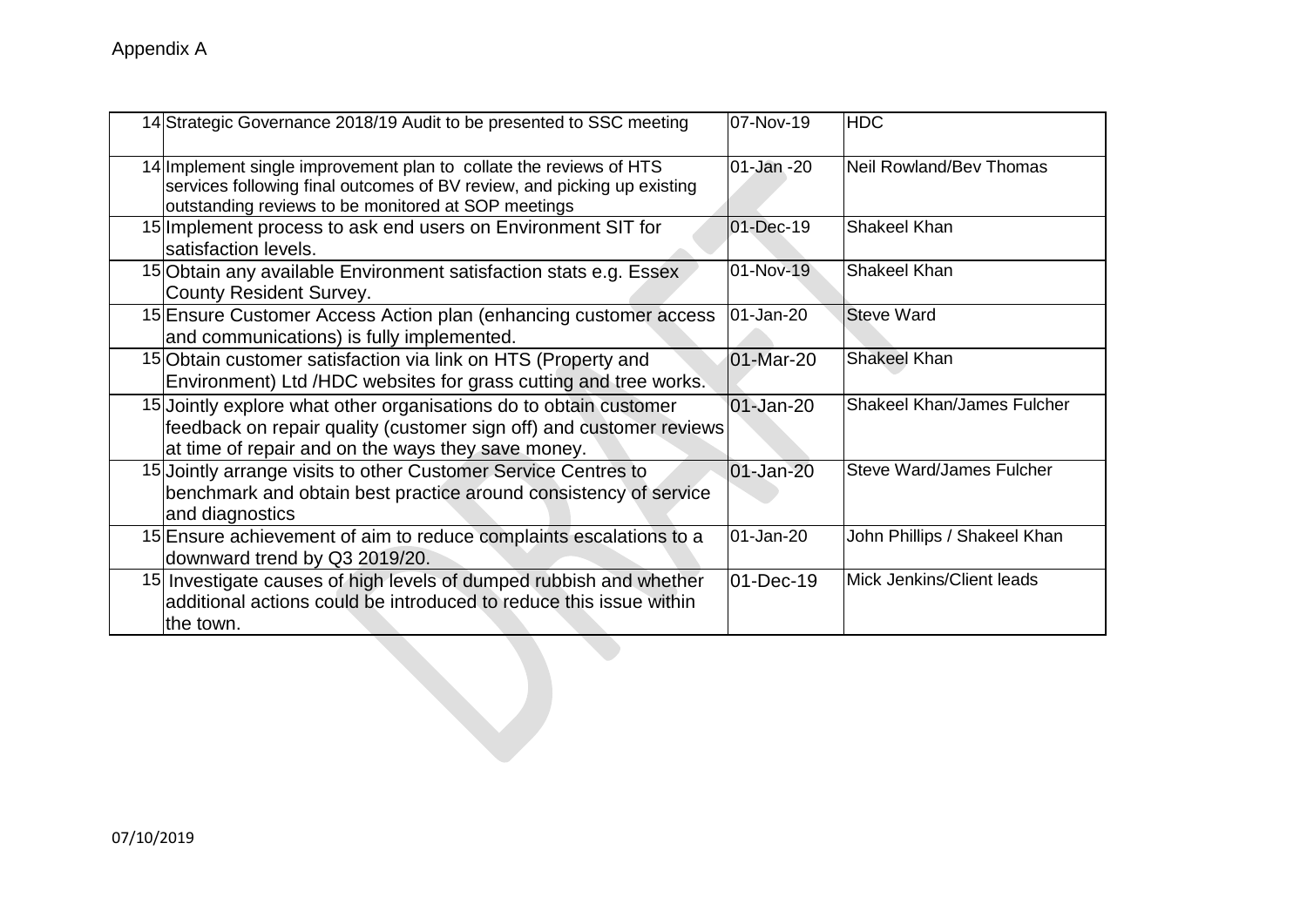Appendix A

| | | | |
|---|---|---|---|
| 14 | Strategic Governance 2018/19 Audit to be presented to SSC meeting | 07-Nov-19 | HDC |
| 14 | Implement single improvement plan to collate the reviews of HTS services following final outcomes of BV review, and picking up existing outstanding reviews to be monitored at SOP meetings | 01-Jan -20 | Neil Rowland/Bev Thomas |
| 15 | Implement process to ask end users on Environment SIT for satisfaction levels. | 01-Dec-19 | Shakeel Khan |
| 15 | Obtain any available Environment satisfaction stats e.g. Essex County Resident Survey. | 01-Nov-19 | Shakeel Khan |
| 15 | Ensure Customer Access Action plan (enhancing customer access and communications) is fully implemented. | 01-Jan-20 | Steve Ward |
| 15 | Obtain customer satisfaction via link on HTS (Property and Environment) Ltd /HDC websites for grass cutting and tree works. | 01-Mar-20 | Shakeel Khan |
| 15 | Jointly explore what other organisations do to obtain customer feedback on repair quality (customer sign off) and customer reviews at time of repair and on the ways they save money. | 01-Jan-20 | Shakeel Khan/James Fulcher |
| 15 | Jointly arrange visits to other Customer Service Centres to benchmark and obtain best practice around consistency of service and diagnostics | 01-Jan-20 | Steve Ward/James Fulcher |
| 15 | Ensure achievement of aim to reduce complaints escalations to a downward trend by Q3 2019/20. | 01-Jan-20 | John Phillips / Shakeel Khan |
| 15 | Investigate causes of high levels of dumped rubbish and whether additional actions could be introduced to reduce this issue within the town. | 01-Dec-19 | Mick Jenkins/Client leads |

07/10/2019